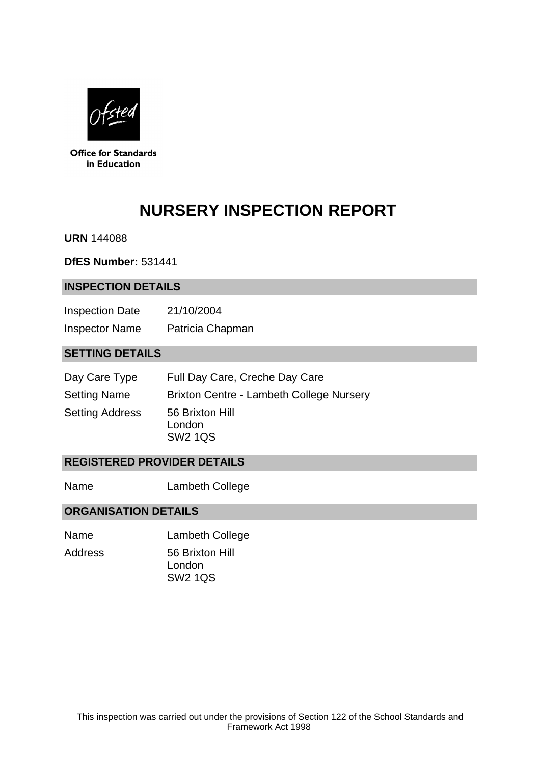Office for Standards in Education

# NURSERY INSPECTION REPORT

**URN** 144088

**DfES Number:** 531441

## INSPECTION DETAILS

| | |
|---|---|
| Inspection Date | 21/10/2004 |
| Inspector Name | Patricia Chapman |

## SETTING DETAILS

| | |
|---|---|
| Day Care Type | Full Day Care, Creche Day Care |
| Setting Name | Brixton Centre - Lambeth College Nursery |
| Setting Address | 56 Brixton Hill<br>London<br>SW2 1QS |

## REGISTERED PROVIDER DETAILS

| | |
|---|---|
| Name | Lambeth College |

## ORGANISATION DETAILS

| | |
|---|---|
| Name | Lambeth College |
| Address | 56 Brixton Hill<br>London<br>SW2 1QS |

This inspection was carried out under the provisions of Section 122 of the School Standards and Framework Act 1998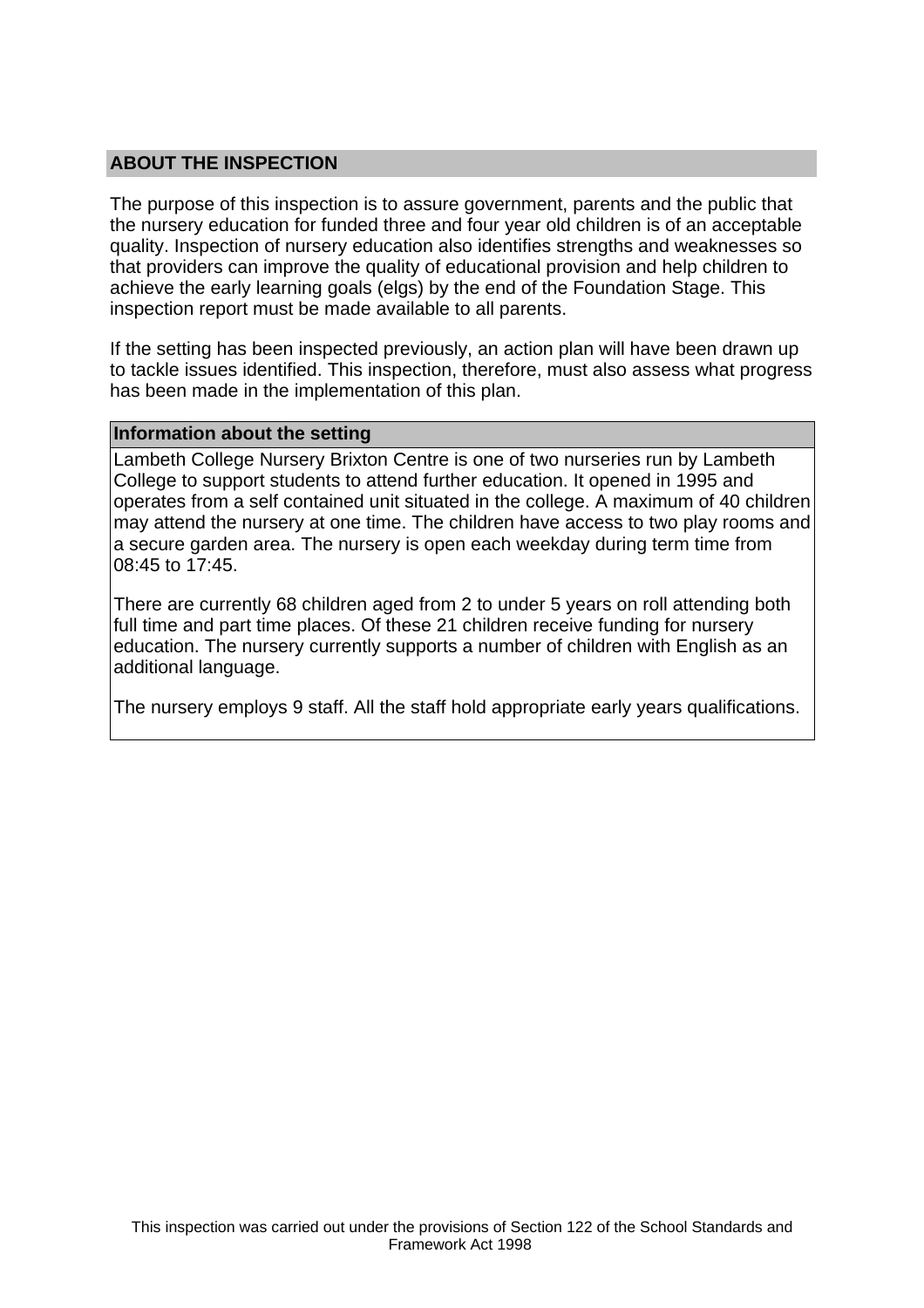## ABOUT THE INSPECTION

The purpose of this inspection is to assure government, parents and the public that the nursery education for funded three and four year old children is of an acceptable quality. Inspection of nursery education also identifies strengths and weaknesses so that providers can improve the quality of educational provision and help children to achieve the early learning goals (elgs) by the end of the Foundation Stage. This inspection report must be made available to all parents.

If the setting has been inspected previously, an action plan will have been drawn up to tackle issues identified. This inspection, therefore, must also assess what progress has been made in the implementation of this plan.

### Information about the setting

Lambeth College Nursery Brixton Centre is one of two nurseries run by Lambeth College to support students to attend further education. It opened in 1995 and operates from a self contained unit situated in the college. A maximum of 40 children may attend the nursery at one time. The children have access to two play rooms and a secure garden area. The nursery is open each weekday during term time from 08:45 to 17:45.

There are currently 68 children aged from 2 to under 5 years on roll attending both full time and part time places. Of these 21 children receive funding for nursery education. The nursery currently supports a number of children with English as an additional language.

The nursery employs 9 staff. All the staff hold appropriate early years qualifications.

This inspection was carried out under the provisions of Section 122 of the School Standards and Framework Act 1998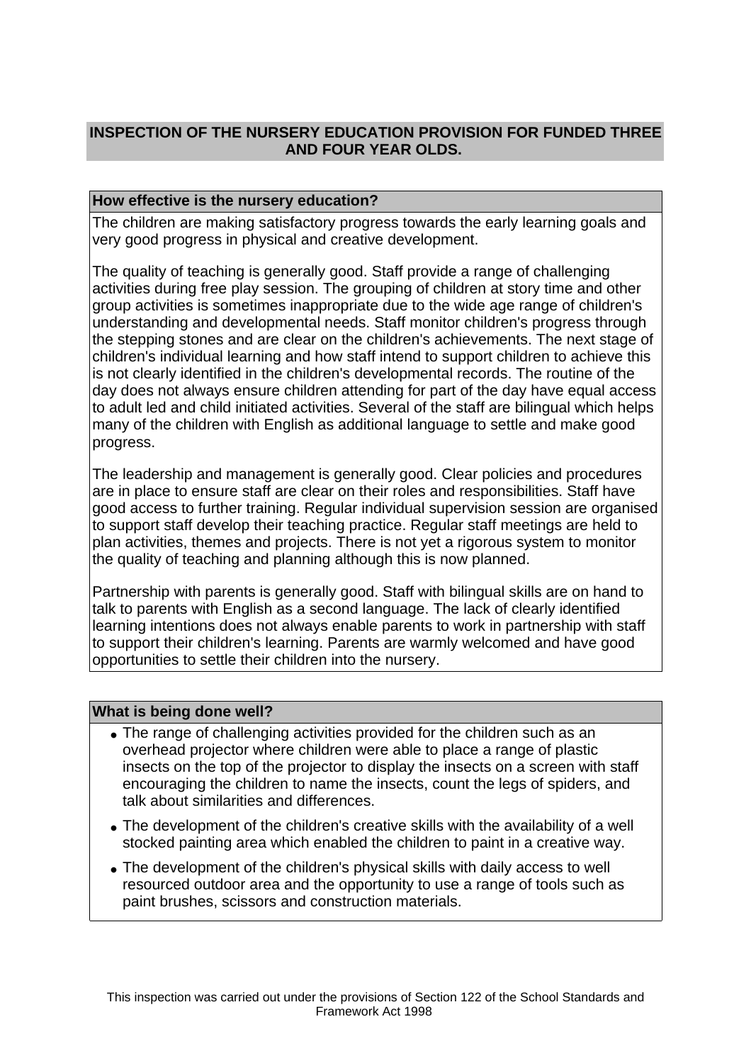## INSPECTION OF THE NURSERY EDUCATION PROVISION FOR FUNDED THREE AND FOUR YEAR OLDS.

### How effective is the nursery education?

The children are making satisfactory progress towards the early learning goals and very good progress in physical and creative development.

The quality of teaching is generally good. Staff provide a range of challenging activities during free play session. The grouping of children at story time and other group activities is sometimes inappropriate due to the wide age range of children's understanding and developmental needs. Staff monitor children's progress through the stepping stones and are clear on the children's achievements. The next stage of children's individual learning and how staff intend to support children to achieve this is not clearly identified in the children's developmental records. The routine of the day does not always ensure children attending for part of the day have equal access to adult led and child initiated activities. Several of the staff are bilingual which helps many of the children with English as additional language to settle and make good progress.

The leadership and management is generally good. Clear policies and procedures are in place to ensure staff are clear on their roles and responsibilities. Staff have good access to further training. Regular individual supervision session are organised to support staff develop their teaching practice. Regular staff meetings are held to plan activities, themes and projects. There is not yet a rigorous system to monitor the quality of teaching and planning although this is now planned.

Partnership with parents is generally good. Staff with bilingual skills are on hand to talk to parents with English as a second language. The lack of clearly identified learning intentions does not always enable parents to work in partnership with staff to support their children's learning. Parents are warmly welcomed and have good opportunities to settle their children into the nursery.

### What is being done well?

- The range of challenging activities provided for the children such as an overhead projector where children were able to place a range of plastic insects on the top of the projector to display the insects on a screen with staff encouraging the children to name the insects, count the legs of spiders, and talk about similarities and differences.
- The development of the children's creative skills with the availability of a well stocked painting area which enabled the children to paint in a creative way.
- The development of the children's physical skills with daily access to well resourced outdoor area and the opportunity to use a range of tools such as paint brushes, scissors and construction materials.

This inspection was carried out under the provisions of Section 122 of the School Standards and Framework Act 1998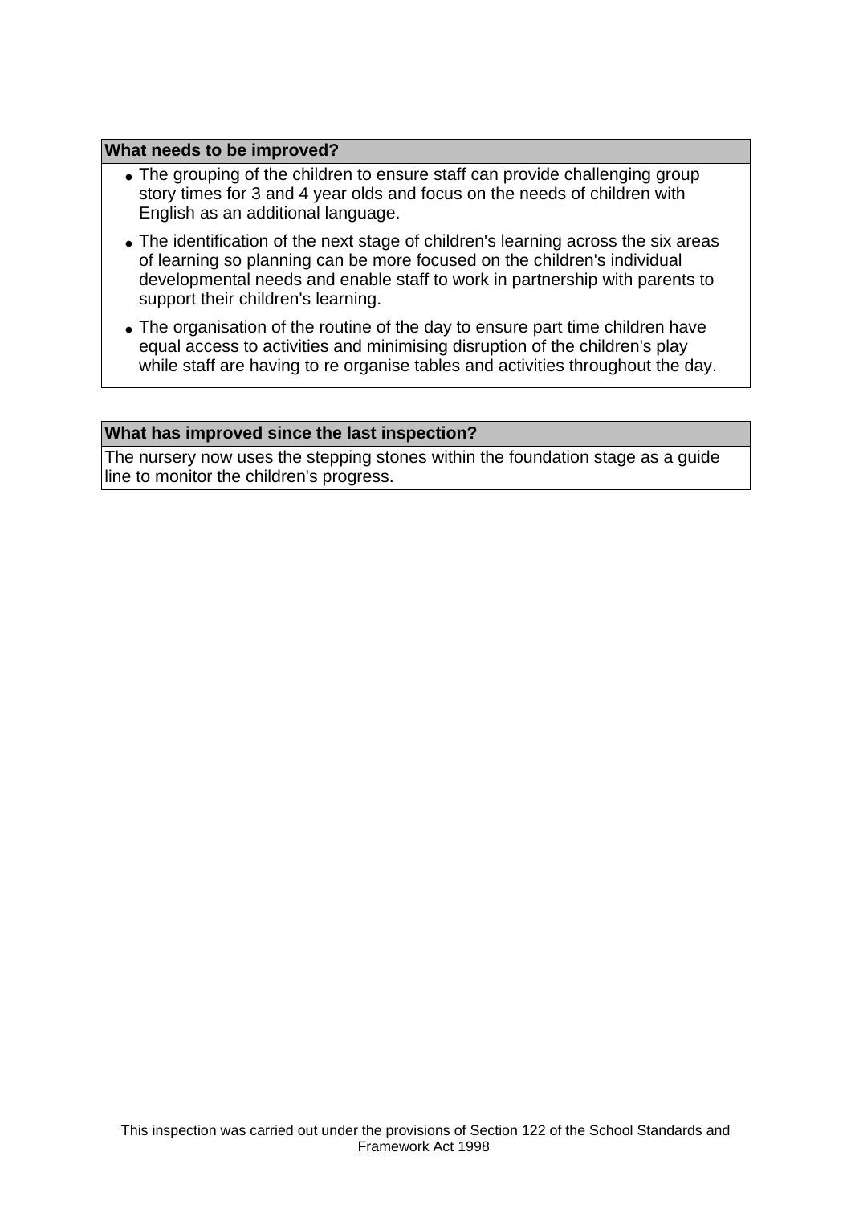**What needs to be improved?**

- The grouping of the children to ensure staff can provide challenging group story times for 3 and 4 year olds and focus on the needs of children with English as an additional language.
- The identification of the next stage of children's learning across the six areas of learning so planning can be more focused on the children's individual developmental needs and enable staff to work in partnership with parents to support their children's learning.
- The organisation of the routine of the day to ensure part time children have equal access to activities and minimising disruption of the children's play while staff are having to re organise tables and activities throughout the day.

**What has improved since the last inspection?**

The nursery now uses the stepping stones within the foundation stage as a guide line to monitor the children's progress.

This inspection was carried out under the provisions of Section 122 of the School Standards and Framework Act 1998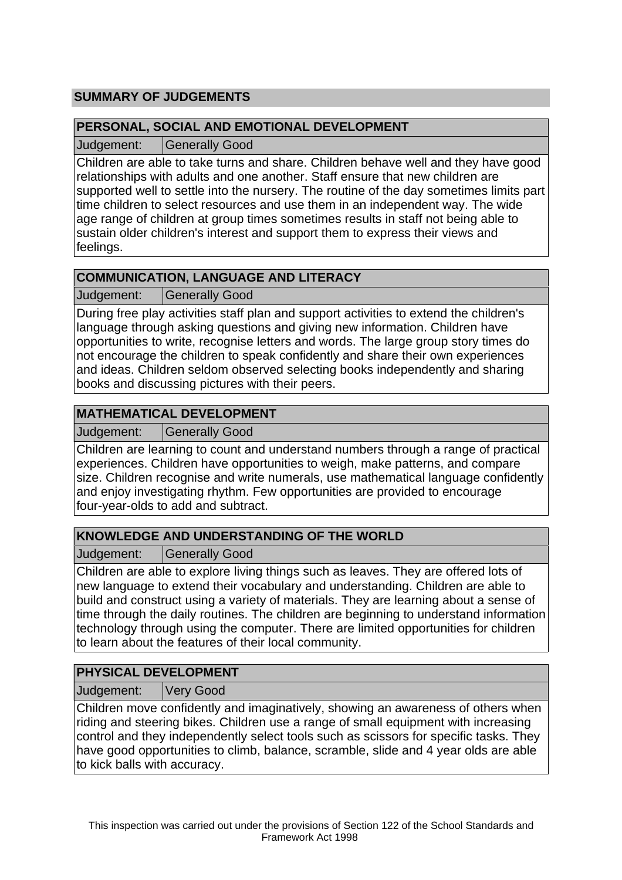## SUMMARY OF JUDGEMENTS

### PERSONAL, SOCIAL AND EMOTIONAL DEVELOPMENT

| Judgement: | Generally Good |
|---|---|

Children are able to take turns and share. Children behave well and they have good relationships with adults and one another. Staff ensure that new children are supported well to settle into the nursery. The routine of the day sometimes limits part time children to select resources and use them in an independent way. The wide age range of children at group times sometimes results in staff not being able to sustain older children's interest and support them to express their views and feelings.

### COMMUNICATION, LANGUAGE AND LITERACY

| Judgement: | Generally Good |
|---|---|

During free play activities staff plan and support activities to extend the children's language through asking questions and giving new information. Children have opportunities to write, recognise letters and words. The large group story times do not encourage the children to speak confidently and share their own experiences and ideas. Children seldom observed selecting books independently and sharing books and discussing pictures with their peers.

### MATHEMATICAL DEVELOPMENT

| Judgement: | Generally Good |
|---|---|

Children are learning to count and understand numbers through a range of practical experiences. Children have opportunities to weigh, make patterns, and compare size. Children recognise and write numerals, use mathematical language confidently and enjoy investigating rhythm. Few opportunities are provided to encourage four-year-olds to add and subtract.

### KNOWLEDGE AND UNDERSTANDING OF THE WORLD

| Judgement: | Generally Good |
|---|---|

Children are able to explore living things such as leaves. They are offered lots of new language to extend their vocabulary and understanding. Children are able to build and construct using a variety of materials. They are learning about a sense of time through the daily routines. The children are beginning to understand information technology through using the computer. There are limited opportunities for children to learn about the features of their local community.

### PHYSICAL DEVELOPMENT

| Judgement: | Very Good |
|---|---|

Children move confidently and imaginatively, showing an awareness of others when riding and steering bikes. Children use a range of small equipment with increasing control and they independently select tools such as scissors for specific tasks. They have good opportunities to climb, balance, scramble, slide and 4 year olds are able to kick balls with accuracy.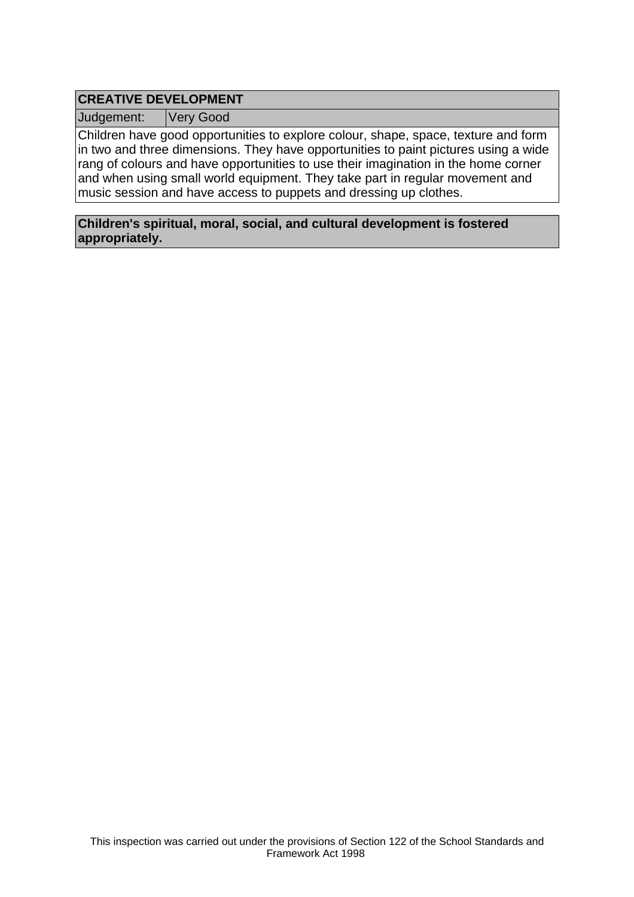## CREATIVE DEVELOPMENT

| Judgement: | Very Good |
| --- | --- |

Children have good opportunities to explore colour, shape, space, texture and form in two and three dimensions. They have opportunities to paint pictures using a wide rang of colours and have opportunities to use their imagination in the home corner and when using small world equipment. They take part in regular movement and music session and have access to puppets and dressing up clothes.

**Children's spiritual, moral, social, and cultural development is fostered appropriately.**

This inspection was carried out under the provisions of Section 122 of the School Standards and Framework Act 1998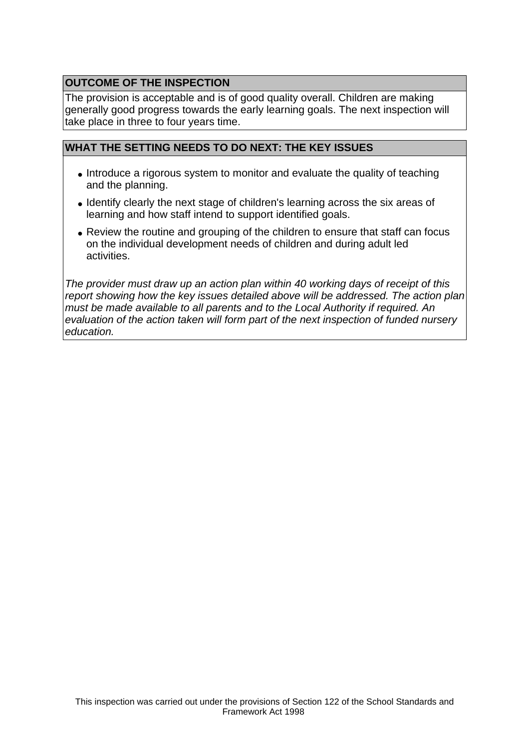## OUTCOME OF THE INSPECTION

The provision is acceptable and is of good quality overall. Children are making generally good progress towards the early learning goals. The next inspection will take place in three to four years time.

## WHAT THE SETTING NEEDS TO DO NEXT: THE KEY ISSUES

- Introduce a rigorous system to monitor and evaluate the quality of teaching and the planning.
- Identify clearly the next stage of children's learning across the six areas of learning and how staff intend to support identified goals.
- Review the routine and grouping of the children to ensure that staff can focus on the individual development needs of children and during adult led activities.

*The provider must draw up an action plan within 40 working days of receipt of this report showing how the key issues detailed above will be addressed. The action plan must be made available to all parents and to the Local Authority if required. An evaluation of the action taken will form part of the next inspection of funded nursery education.*

This inspection was carried out under the provisions of Section 122 of the School Standards and Framework Act 1998